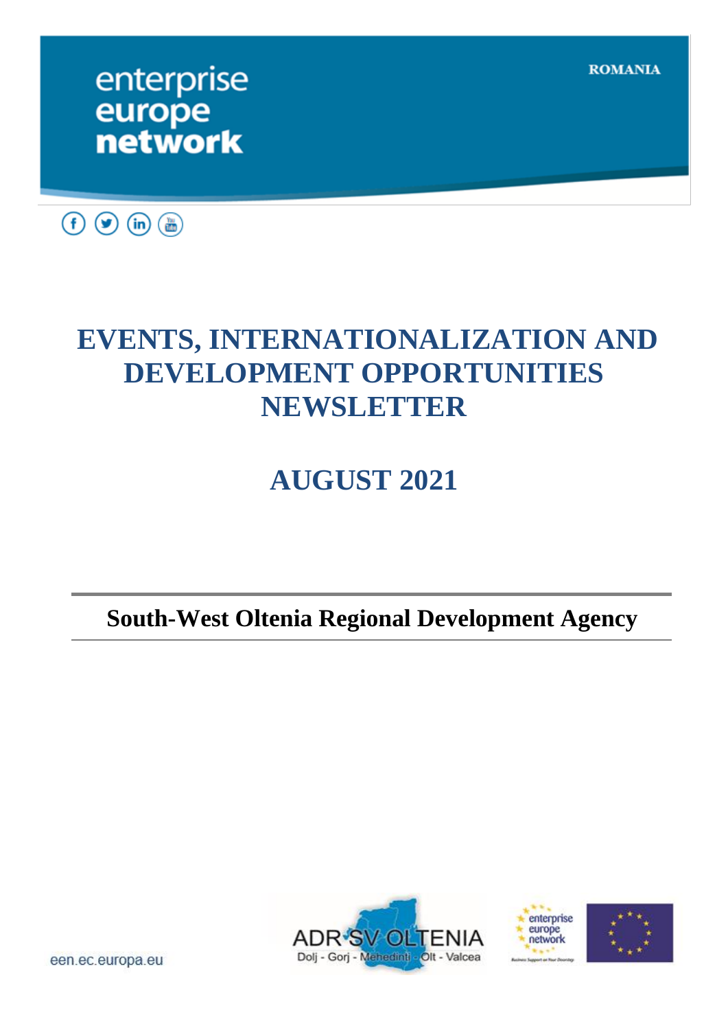enterprise europe network

ROMANIA

# EVENTS, INTERNATIONALIZATION AND DEVELOPMENT OPPORTUNITIES NEWSLETTER

# AUGUST 2021

**South-West Oltenia Regional Development Agency**

ADR SV OLTENIA
Dolj - Gorj - Mehedinti - Olt - Valcea

een.ec.europa.eu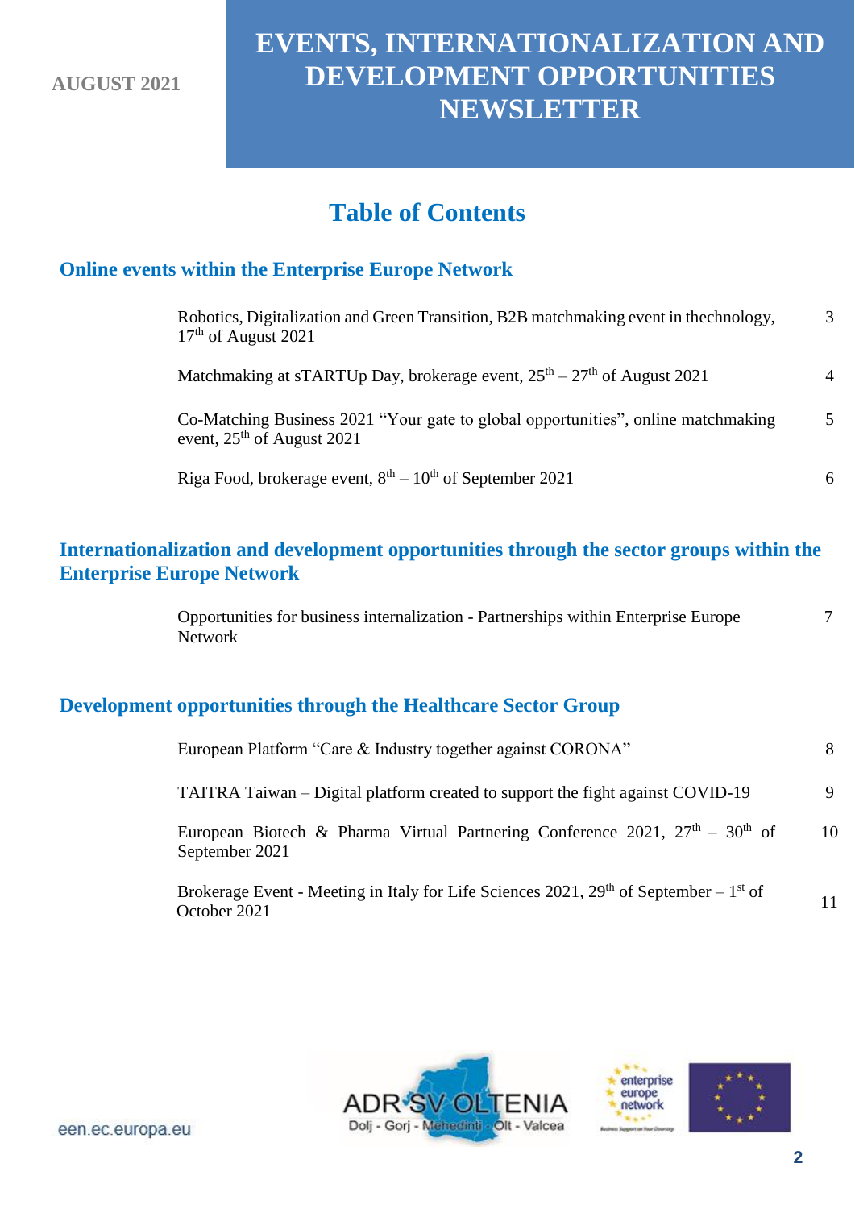# EVENTS, INTERNATIONALIZATION AND DEVELOPMENT OPPORTUNITIES NEWSLETTER

**AUGUST 2021**

## Table of Contents

### Online events within the Enterprise Europe Network

| | |
|---|---|
| Robotics, Digitalization and Green Transition, B2B matchmaking event in thechnology, 17th of August 2021 | 3 |
| Matchmaking at sTARTUp Day, brokerage event, 25th – 27th of August 2021 | 4 |
| Co-Matching Business 2021 "Your gate to global opportunities", online matchmaking event, 25th of August 2021 | 5 |
| Riga Food, brokerage event, 8th – 10th of September 2021 | 6 |

### Internationalization and development opportunities through the sector groups within the Enterprise Europe Network

| | |
|---|---|
| Opportunities for business internalization - Partnerships within Enterprise Europe Network | 7 |

### Development opportunities through the Healthcare Sector Group

| | |
|---|---|
| European Platform "Care & Industry together against CORONA" | 8 |
| TAITRA Taiwan – Digital platform created to support the fight against COVID-19 | 9 |
| European Biotech & Pharma Virtual Partnering Conference 2021, 27th – 30th of September 2021 | 10 |
| Brokerage Event - Meeting in Italy for Life Sciences 2021, 29th of September – 1st of October 2021 | 11 |

een.ec.europa.eu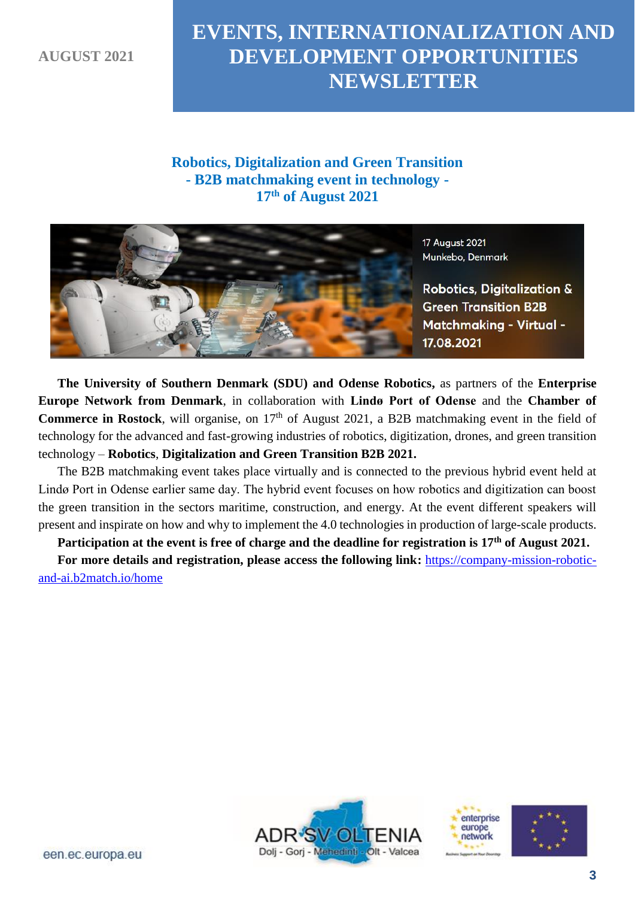## Robotics, Digitalization and Green Transition
## - B2B matchmaking event in technology -
## $17^{th}$ of August 2021

17 August 2021
Munkebo, Denmark

Robotics, Digitalization & Green Transition B2B Matchmaking - Virtual - 17.08.2021

**The University of Southern Denmark (SDU) and Odense Robotics,** as partners of the **Enterprise Europe Network from Denmark**, in collaboration with **Lindø Port of Odense** and the **Chamber of Commerce in Rostock**, will organise, on $17^{th}$ of August 2021, a B2B matchmaking event in the field of technology for the advanced and fast-growing industries of robotics, digitization, drones, and green transition technology – **Robotics**, **Digitalization and Green Transition B2B 2021.**

The B2B matchmaking event takes place virtually and is connected to the previous hybrid event held at Lindø Port in Odense earlier same day. The hybrid event focuses on how robotics and digitization can boost the green transition in the sectors maritime, construction, and energy. At the event different speakers will present and inspirate on how and why to implement the 4.0 technologies in production of large-scale products.

**Participation at the event is free of charge and the deadline for registration is $17^{th}$ of August 2021.**

**For more details and registration, please access the following link:** [https://company-mission-robotic-and-ai.b2match.io/home](https://company-mission-robotic-and-ai.b2match.io/home)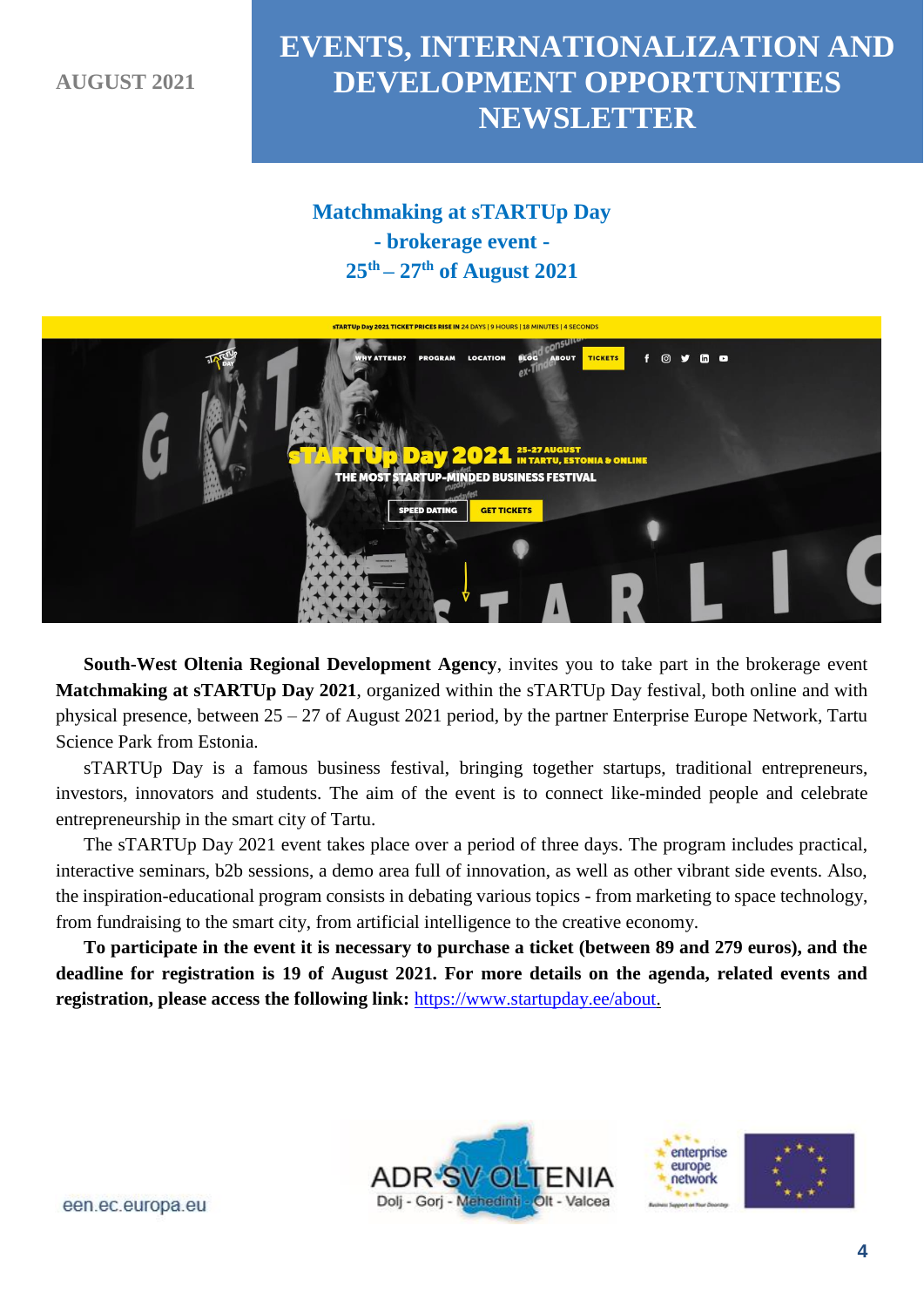## Matchmaking at sTARTUp Day
## - brokerage event -
## 25th – 27th of August 2021

**South-West Oltenia Regional Development Agency**, invites you to take part in the brokerage event **Matchmaking at sTARTUp Day 2021**, organized within the sTARTUp Day festival, both online and with physical presence, between 25 – 27 of August 2021 period, by the partner Enterprise Europe Network, Tartu Science Park from Estonia.

sTARTUp Day is a famous business festival, bringing together startups, traditional entrepreneurs, investors, innovators and students. The aim of the event is to connect like-minded people and celebrate entrepreneurship in the smart city of Tartu.

The sTARTUp Day 2021 event takes place over a period of three days. The program includes practical, interactive seminars, b2b sessions, a demo area full of innovation, as well as other vibrant side events. Also, the inspiration-educational program consists in debating various topics - from marketing to space technology, from fundraising to the smart city, from artificial intelligence to the creative economy.

**To participate in the event it is necessary to purchase a ticket (between 89 and 279 euros), and the deadline for registration is 19 of August 2021. For more details on the agenda, related events and registration, please access the following link:** [https://www.startupday.ee/about.](https://www.startupday.ee/about)

een.ec.europa.eu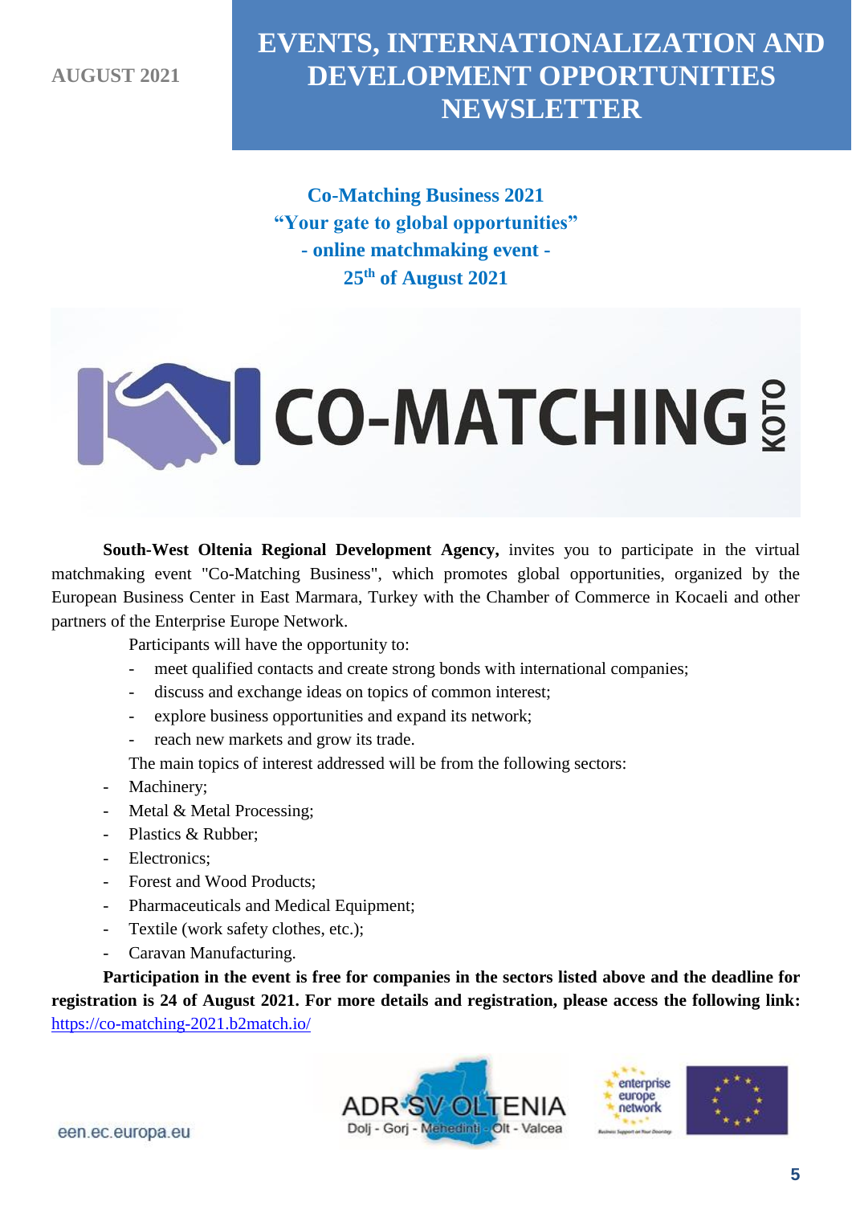**AUGUST 2021**

# EVENTS, INTERNATIONALIZATION AND DEVELOPMENT OPPORTUNITIES NEWSLETTER

## Co-Matching Business 2021
## "Your gate to global opportunities"
## - online matchmaking event -
## 25th of August 2021

**South-West Oltenia Regional Development Agency,** invites you to participate in the virtual matchmaking event "Co-Matching Business", which promotes global opportunities, organized by the European Business Center in East Marmara, Turkey with the Chamber of Commerce in Kocaeli and other partners of the Enterprise Europe Network.

Participants will have the opportunity to:

- meet qualified contacts and create strong bonds with international companies;
- discuss and exchange ideas on topics of common interest;
- explore business opportunities and expand its network;
- reach new markets and grow its trade.

The main topics of interest addressed will be from the following sectors:

- Machinery;
- Metal & Metal Processing;
- Plastics & Rubber;
- Electronics;
- Forest and Wood Products;
- Pharmaceuticals and Medical Equipment;
- Textile (work safety clothes, etc.);
- Caravan Manufacturing.

**Participation in the event is free for companies in the sectors listed above and the deadline for registration is 24 of August 2021. For more details and registration, please access the following link:** https://co-matching-2021.b2match.io/

een.ec.europa.eu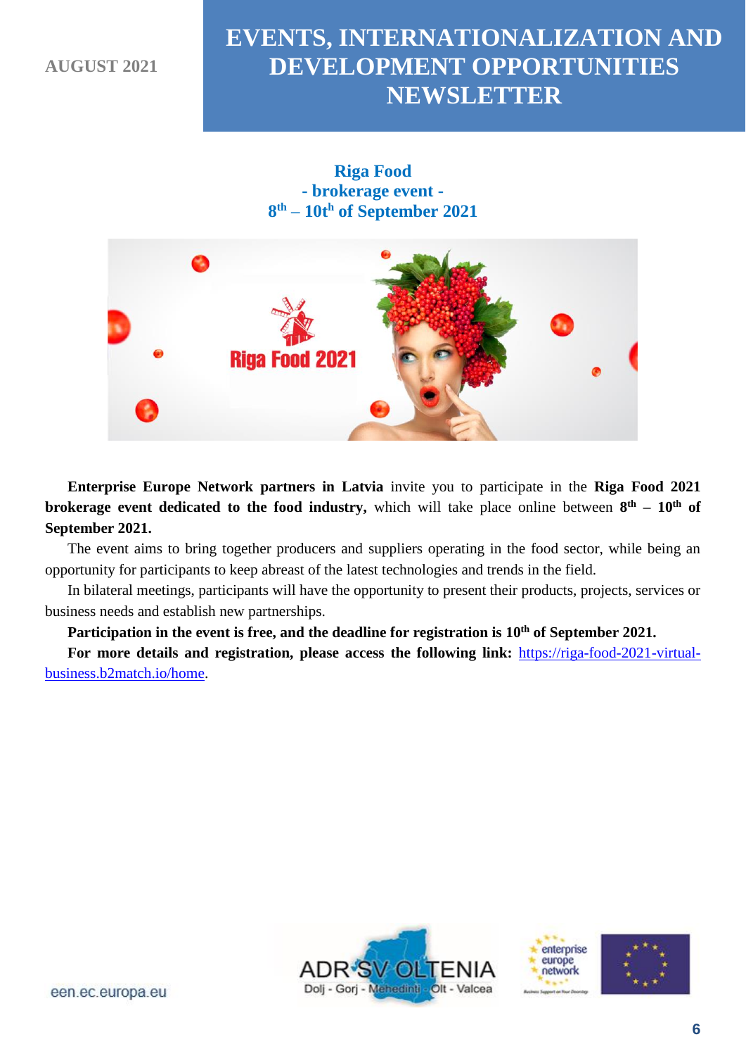## Riga Food
## - brokerage event -
## $8^{th}$ – $10t^{h}$ of September 2021

**Enterprise Europe Network partners in Latvia** invite you to participate in the **Riga Food 2021 brokerage event dedicated to the food industry,** which will take place online between **$8^{th}$ – $10^{th}$ of September 2021.**

The event aims to bring together producers and suppliers operating in the food sector, while being an opportunity for participants to keep abreast of the latest technologies and trends in the field.

In bilateral meetings, participants will have the opportunity to present their products, projects, services or business needs and establish new partnerships.

**Participation in the event is free, and the deadline for registration is $10^{th}$ of September 2021.**

**For more details and registration, please access the following link:** [https://riga-food-2021-virtual-business.b2match.io/home](https://riga-food-2021-virtual-business.b2match.io/home).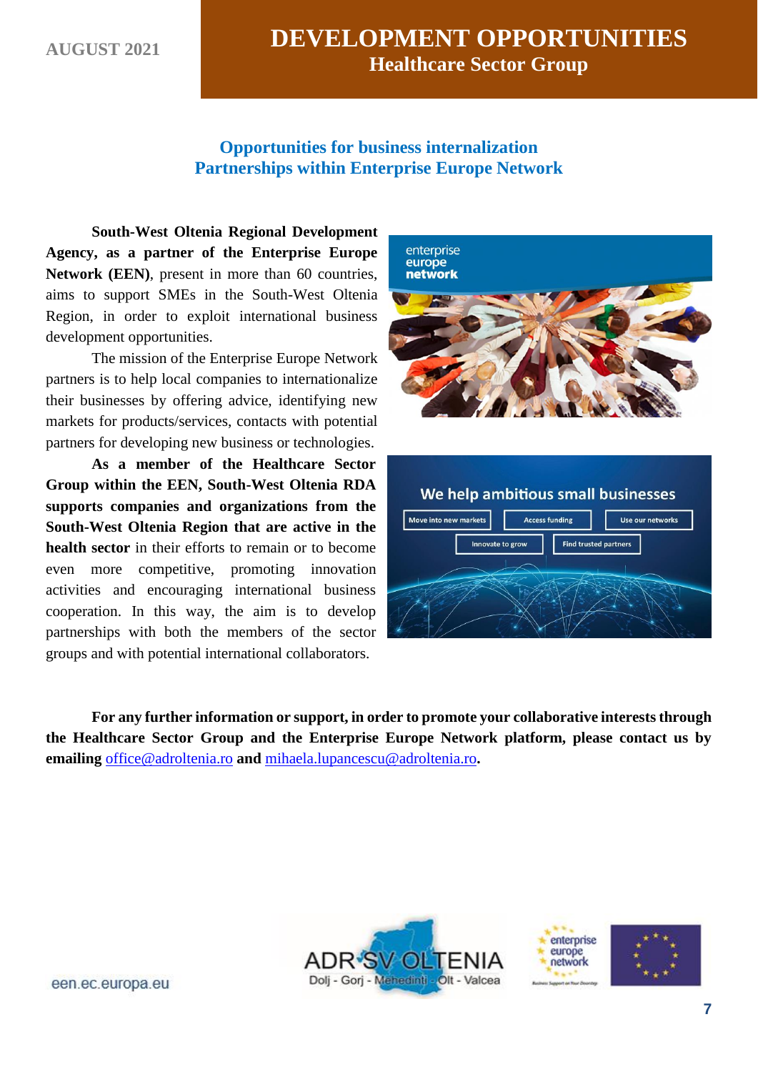## Opportunities for business internalization
## Partnerships within Enterprise Europe Network

**South-West Oltenia Regional Development Agency, as a partner of the Enterprise Europe Network (EEN)**, present in more than 60 countries, aims to support SMEs in the South-West Oltenia Region, in order to exploit international business development opportunities.

The mission of the Enterprise Europe Network partners is to help local companies to internationalize their businesses by offering advice, identifying new markets for products/services, contacts with potential partners for developing new business or technologies.

**As a member of the Healthcare Sector Group within the EEN, South-West Oltenia RDA supports companies and organizations from the South-West Oltenia Region that are active in the health sector** in their efforts to remain or to become even more competitive, promoting innovation activities and encouraging international business cooperation. In this way, the aim is to develop partnerships with both the members of the sector groups and with potential international collaborators.

**For any further information or support, in order to promote your collaborative interests through the Healthcare Sector Group and the Enterprise Europe Network platform, please contact us by emailing** office@adroltenia.ro **and** mihaela.lupancescu@adroltenia.ro**.**

een.ec.europa.eu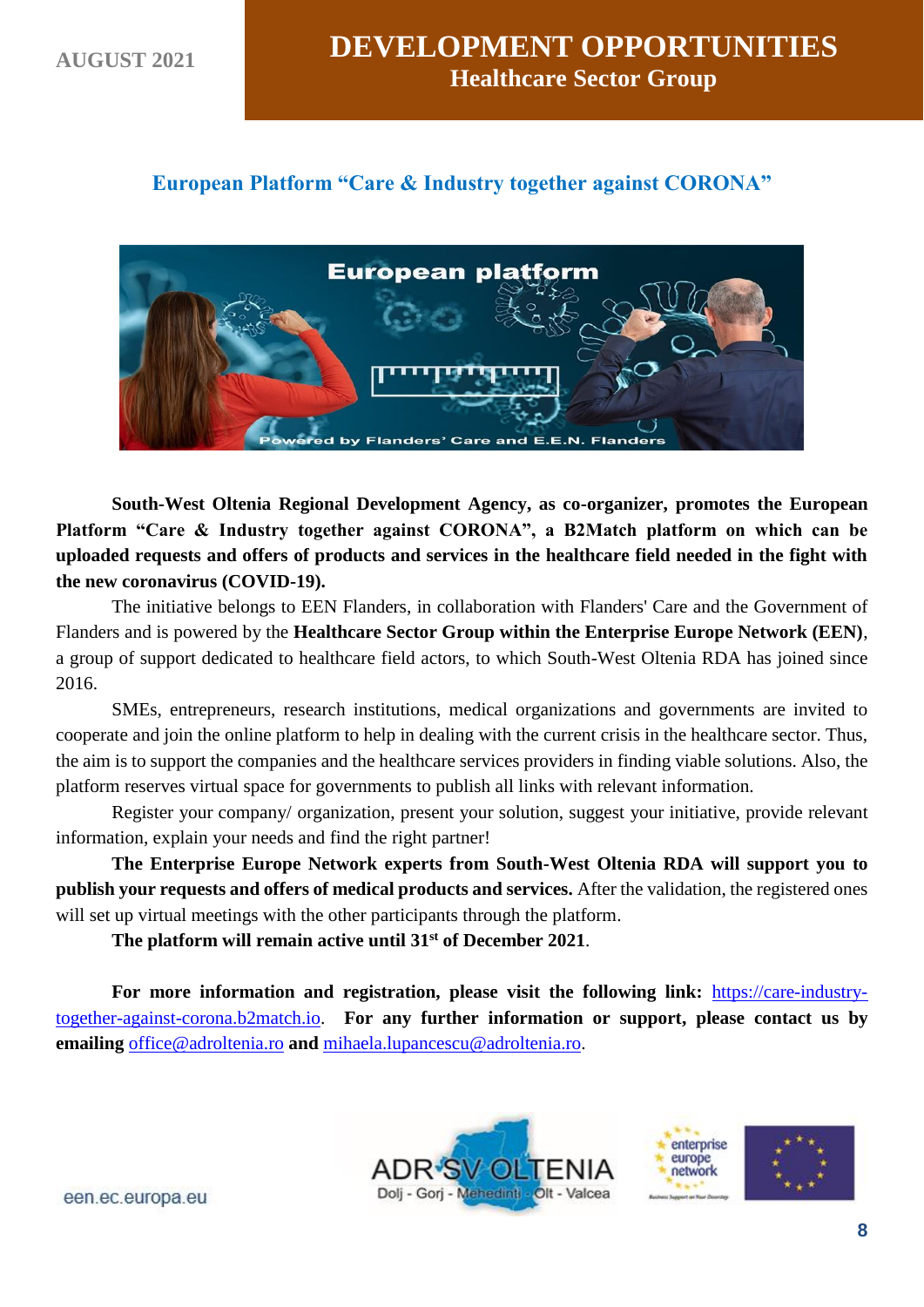## European Platform "Care & Industry together against CORONA"

**South-West Oltenia Regional Development Agency, as co-organizer, promotes the European Platform "Care & Industry together against CORONA", a B2Match platform on which can be uploaded requests and offers of products and services in the healthcare field needed in the fight with the new coronavirus (COVID-19).**

The initiative belongs to EEN Flanders, in collaboration with Flanders' Care and the Government of Flanders and is powered by the **Healthcare Sector Group within the Enterprise Europe Network (EEN)**, a group of support dedicated to healthcare field actors, to which South-West Oltenia RDA has joined since 2016.

SMEs, entrepreneurs, research institutions, medical organizations and governments are invited to cooperate and join the online platform to help in dealing with the current crisis in the healthcare sector. Thus, the aim is to support the companies and the healthcare services providers in finding viable solutions. Also, the platform reserves virtual space for governments to publish all links with relevant information.

Register your company/ organization, present your solution, suggest your initiative, provide relevant information, explain your needs and find the right partner!

**The Enterprise Europe Network experts from South-West Oltenia RDA will support you to publish your requests and offers of medical products and services.** After the validation, the registered ones will set up virtual meetings with the other participants through the platform.

**The platform will remain active until 31st of December 2021**.

**For more information and registration, please visit the following link:** https://care-industry-together-against-corona.b2match.io. **For any further information or support, please contact us by emailing** office@adroltenia.ro **and** mihaela.lupancescu@adroltenia.ro.

een.ec.europa.eu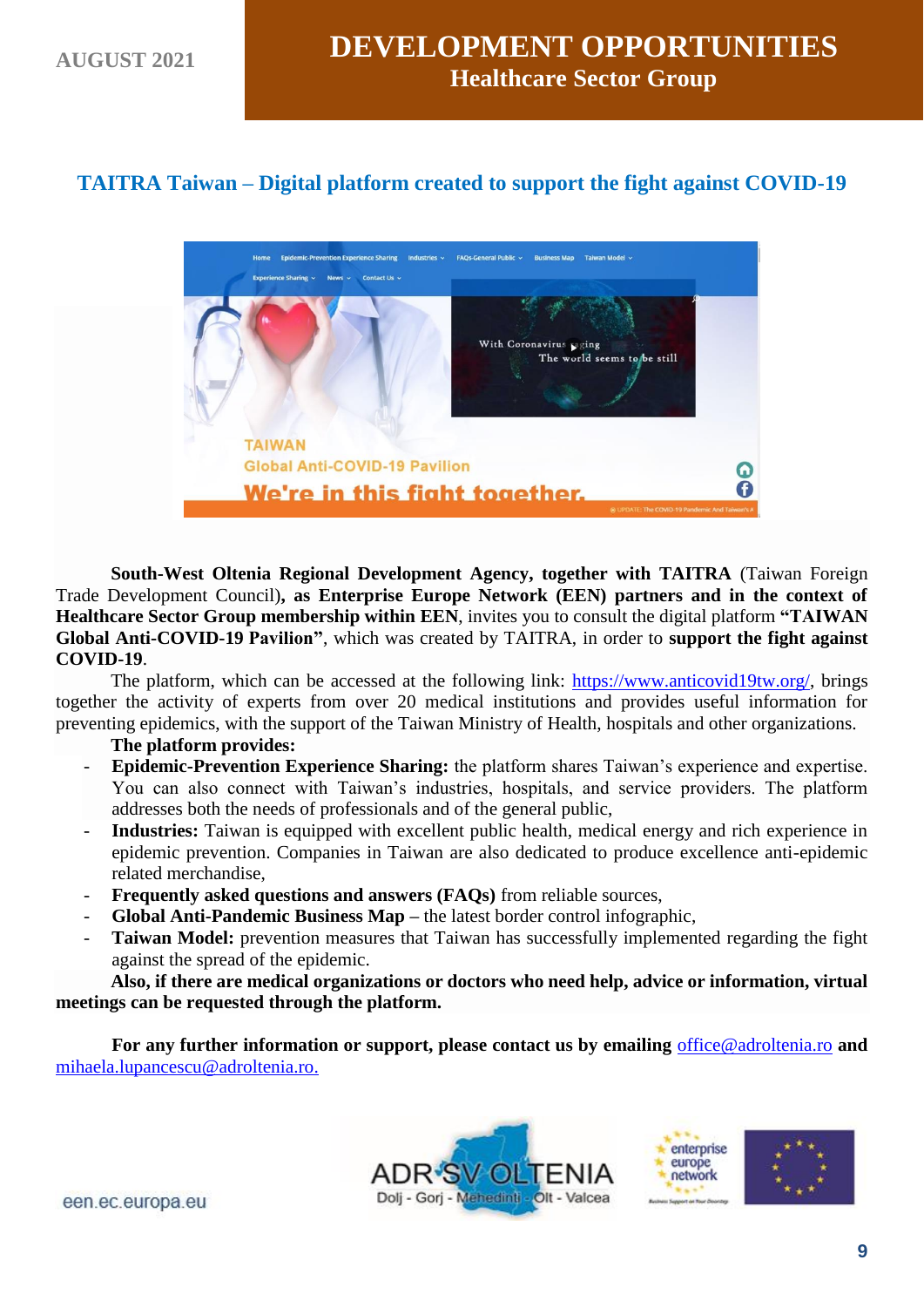## TAITRA Taiwan – Digital platform created to support the fight against COVID-19

**South-West Oltenia Regional Development Agency, together with TAITRA** (Taiwan Foreign Trade Development Council)**, as Enterprise Europe Network (EEN) partners and in the context of Healthcare Sector Group membership within EEN**, invites you to consult the digital platform **"TAIWAN Global Anti-COVID-19 Pavilion"**, which was created by TAITRA, in order to **support the fight against COVID-19**.

The platform, which can be accessed at the following link: https://www.anticovid19tw.org/, brings together the activity of experts from over 20 medical institutions and provides useful information for preventing epidemics, with the support of the Taiwan Ministry of Health, hospitals and other organizations.

**The platform provides:**

- **Epidemic-Prevention Experience Sharing:** the platform shares Taiwan's experience and expertise. You can also connect with Taiwan's industries, hospitals, and service providers. The platform addresses both the needs of professionals and of the general public,
- **Industries:** Taiwan is equipped with excellent public health, medical energy and rich experience in epidemic prevention. Companies in Taiwan are also dedicated to produce excellence anti-epidemic related merchandise,
- **Frequently asked questions and answers (FAQs)** from reliable sources,
- **Global Anti-Pandemic Business Map** – the latest border control infographic,
- **Taiwan Model:** prevention measures that Taiwan has successfully implemented regarding the fight against the spread of the epidemic.

**Also, if there are medical organizations or doctors who need help, advice or information, virtual meetings can be requested through the platform.**

**For any further information or support, please contact us by emailing** office@adroltenia.ro **and** mihaela.lupancescu@adroltenia.ro.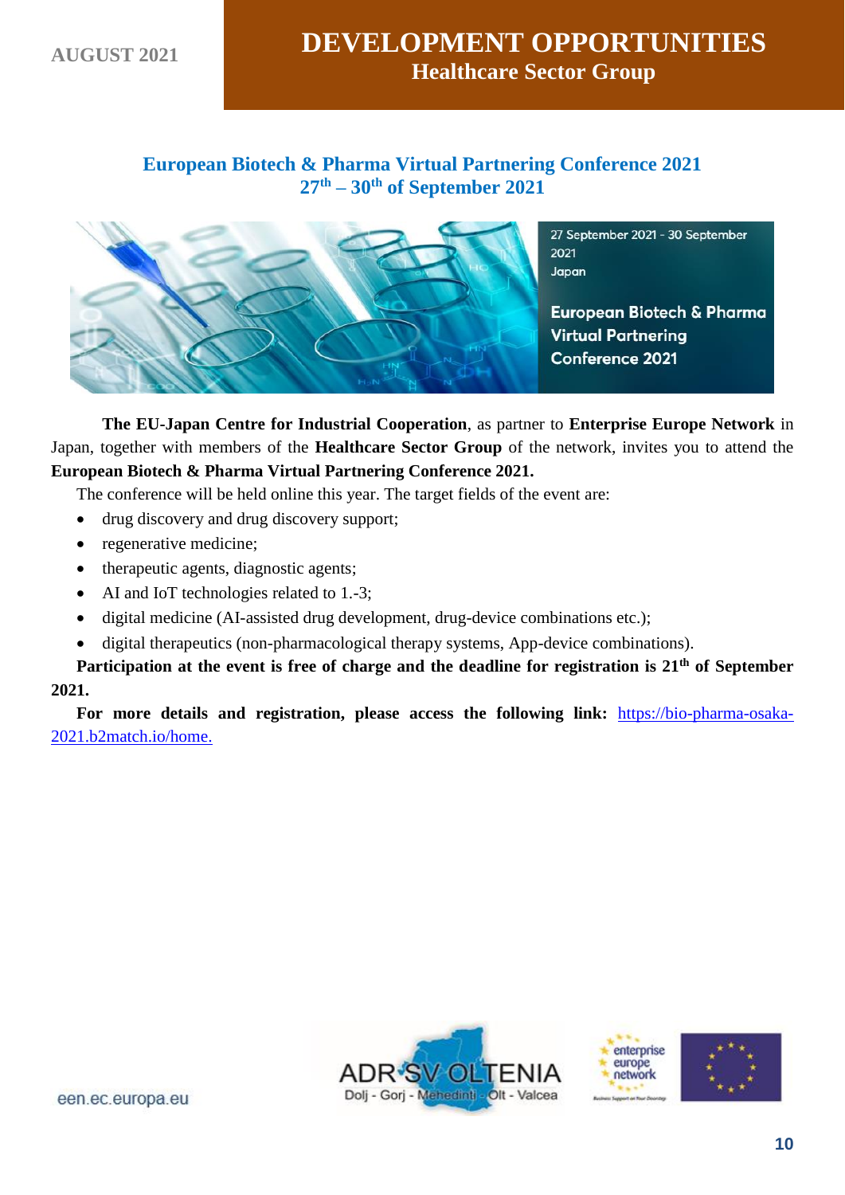## European Biotech & Pharma Virtual Partnering Conference 2021
## 27th – 30th of September 2021

**The EU-Japan Centre for Industrial Cooperation**, as partner to **Enterprise Europe Network** in Japan, together with members of the **Healthcare Sector Group** of the network, invites you to attend the **European Biotech & Pharma Virtual Partnering Conference 2021.**

The conference will be held online this year. The target fields of the event are:

- drug discovery and drug discovery support;
- regenerative medicine;
- therapeutic agents, diagnostic agents;
- AI and IoT technologies related to 1.-3;
- digital medicine (AI-assisted drug development, drug-device combinations etc.);
- digital therapeutics (non-pharmacological therapy systems, App-device combinations).

**Participation at the event is free of charge and the deadline for registration is 21th of September 2021.**

**For more details and registration, please access the following link:** [https://bio-pharma-osaka-2021.b2match.io/home.](https://bio-pharma-osaka-2021.b2match.io/home)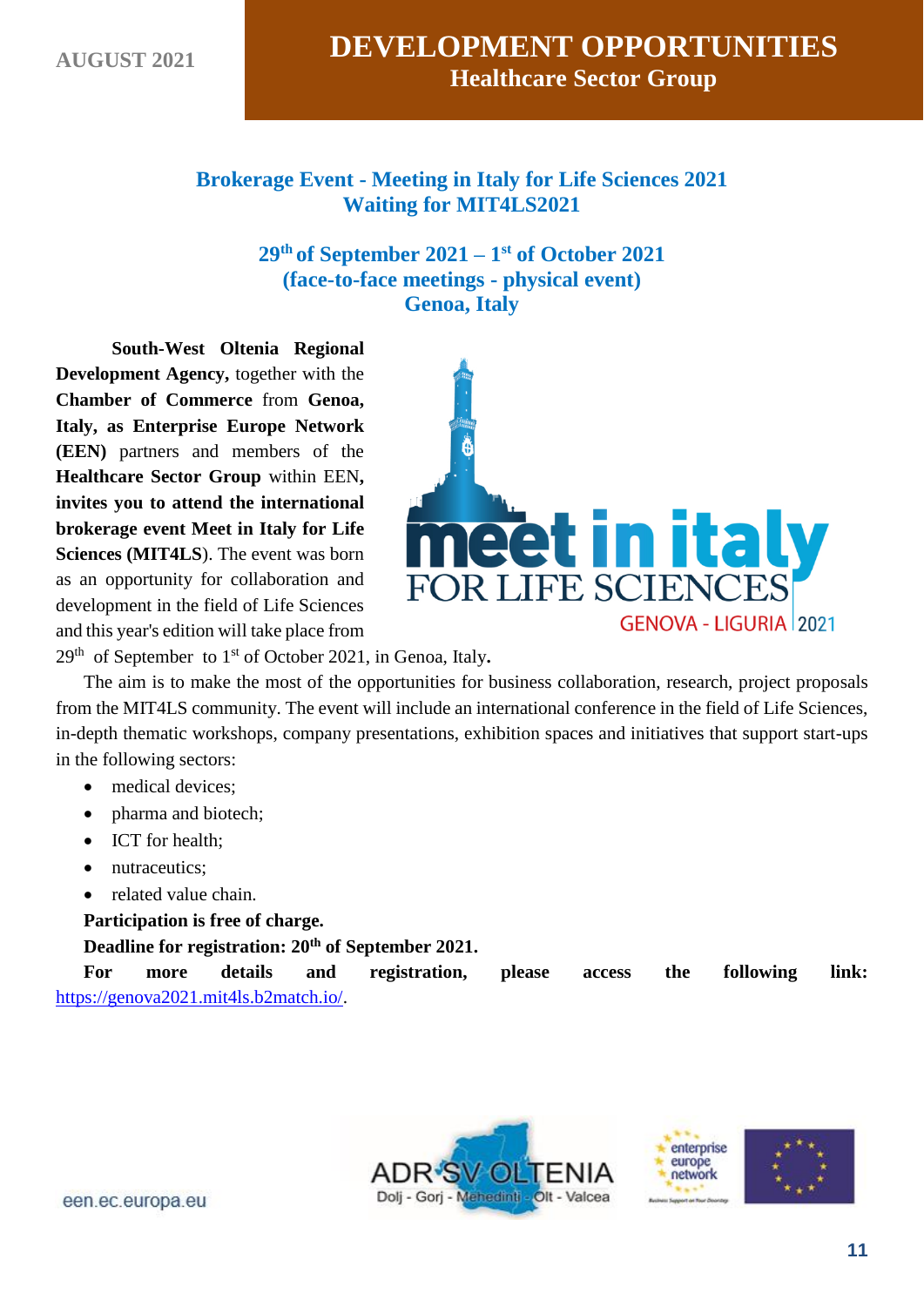# Brokerage Event - Meeting in Italy for Life Sciences 2021 Waiting for MIT4LS2021

## 29th of September 2021 – 1st of October 2021 (face-to-face meetings - physical event) Genoa, Italy

**South-West Oltenia Regional Development Agency,** together with the **Chamber of Commerce** from **Genoa, Italy, as Enterprise Europe Network (EEN)** partners and members of the **Healthcare Sector Group** within EEN**, invites you to attend the international brokerage event Meet in Italy for Life Sciences (MIT4LS**). The event was born as an opportunity for collaboration and development in the field of Life Sciences and this year's edition will take place from 29th of September to 1st of October 2021, in Genoa, Italy**.**

The aim is to make the most of the opportunities for business collaboration, research, project proposals from the MIT4LS community. The event will include an international conference in the field of Life Sciences, in-depth thematic workshops, company presentations, exhibition spaces and initiatives that support start-ups in the following sectors:

- medical devices;
- pharma and biotech;
- ICT for health;
- nutraceutics;
- related value chain.

**Participation is free of charge.**

**Deadline for registration: 20th of September 2021.**

**For more details and registration, please access the following link:** https://genova2021.mit4ls.b2match.io/.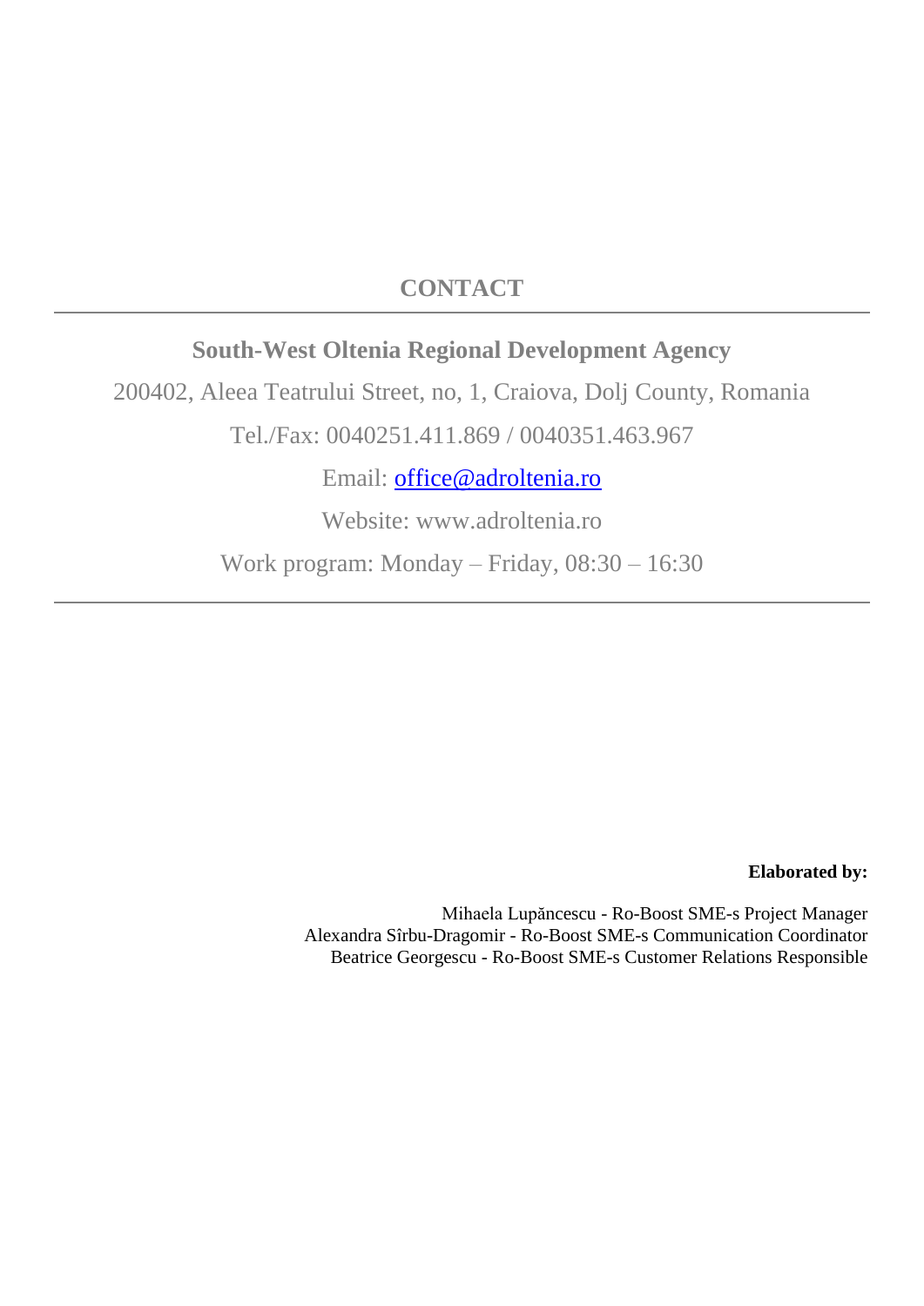## CONTACT

---

**South-West Oltenia Regional Development Agency**

200402, Aleea Teatrului Street, no, 1, Craiova, Dolj County, Romania

Tel./Fax: 0040251.411.869 / 0040351.463.967

Email: office@adroltenia.ro

Website: www.adroltenia.ro

Work program: Monday – Friday, 08:30 – 16:30

---

**Elaborated by:**

Mihaela Lupăncescu - Ro-Boost SME-s Project Manager
Alexandra Sîrbu-Dragomir - Ro-Boost SME-s Communication Coordinator
Beatrice Georgescu - Ro-Boost SME-s Customer Relations Responsible